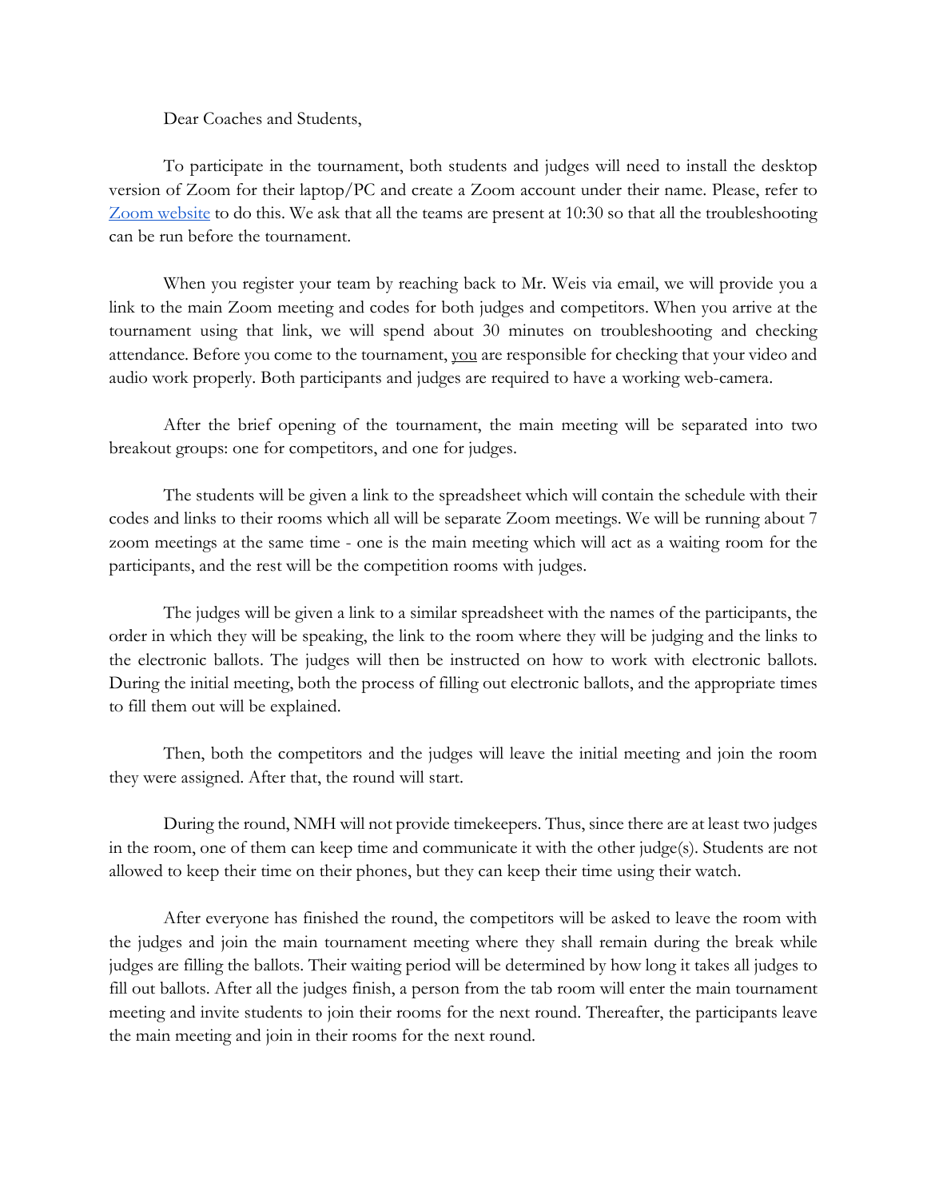Dear Coaches and Students,

To participate in the tournament, both students and judges will need to install the desktop version of Zoom for their laptop/PC and create a Zoom account under their name. Please, refer to [Zoom website] to do this. We ask that all the teams are present at 10:30 so that all the troubleshooting can be run before the tournament.

When you register your team by reaching back to Mr. Weis via email, we will provide you a link to the main Zoom meeting and codes for both judges and competitors. When you arrive at the tournament using that link, we will spend about 30 minutes on troubleshooting and checking attendance. Before you come to the tournament, <u>you</u> are responsible for checking that your video and audio work properly. Both participants and judges are required to have a working web-camera.

After the brief opening of the tournament, the main meeting will be separated into two breakout groups: one for competitors, and one for judges.

The students will be given a link to the spreadsheet which will contain the schedule with their codes and links to their rooms which all will be separate Zoom meetings. We will be running about 7 zoom meetings at the same time - one is the main meeting which will act as a waiting room for the participants, and the rest will be the competition rooms with judges.

The judges will be given a link to a similar spreadsheet with the names of the participants, the order in which they will be speaking, the link to the room where they will be judging and the links to the electronic ballots. The judges will then be instructed on how to work with electronic ballots. During the initial meeting, both the process of filling out electronic ballots, and the appropriate times to fill them out will be explained.

Then, both the competitors and the judges will leave the initial meeting and join the room they were assigned. After that, the round will start.

During the round, NMH will not provide timekeepers. Thus, since there are at least two judges in the room, one of them can keep time and communicate it with the other judge(s). Students are not allowed to keep their time on their phones, but they can keep their time using their watch.

After everyone has finished the round, the competitors will be asked to leave the room with the judges and join the main tournament meeting where they shall remain during the break while judges are filling the ballots. Their waiting period will be determined by how long it takes all judges to fill out ballots. After all the judges finish, a person from the tab room will enter the main tournament meeting and invite students to join their rooms for the next round. Thereafter, the participants leave the main meeting and join in their rooms for the next round.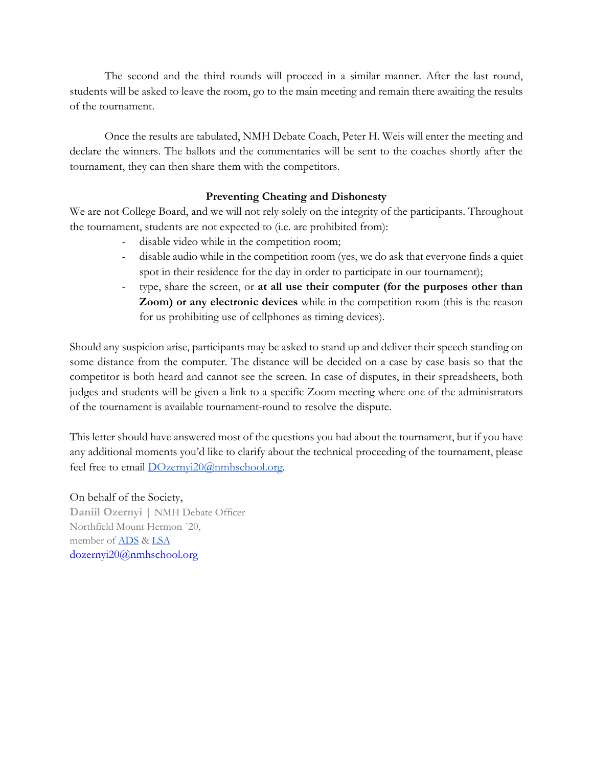The second and the third rounds will proceed in a similar manner. After the last round, students will be asked to leave the room, go to the main meeting and remain there awaiting the results of the tournament.

Once the results are tabulated, NMH Debate Coach, Peter H. Weis will enter the meeting and declare the winners. The ballots and the commentaries will be sent to the coaches shortly after the tournament, they can then share them with the competitors.

**Preventing Cheating and Dishonesty**

We are not College Board, and we will not rely solely on the integrity of the participants. Throughout the tournament, students are not expected to (i.e. are prohibited from):

- disable video while in the competition room;
- disable audio while in the competition room (yes, we do ask that everyone finds a quiet spot in their residence for the day in order to participate in our tournament);
- type, share the screen, or **at all use their computer (for the purposes other than Zoom) or any electronic devices** while in the competition room (this is the reason for us prohibiting use of cellphones as timing devices).

Should any suspicion arise, participants may be asked to stand up and deliver their speech standing on some distance from the computer. The distance will be decided on a case by case basis so that the competitor is both heard and cannot see the screen. In case of disputes, in their spreadsheets, both judges and students will be given a link to a specific Zoom meeting where one of the administrators of the tournament is available tournament-round to resolve the dispute.

This letter should have answered most of the questions you had about the tournament, but if you have any additional moments you'd like to clarify about the technical proceeding of the tournament, please feel free to email DOzernyi20@nmhschool.org.

On behalf of the Society,
**Daniil Ozernyi** | NMH Debate Officer
Northfield Mount Hermon `20,
member of ADS & LSA
dozernyi20@nmhschool.org